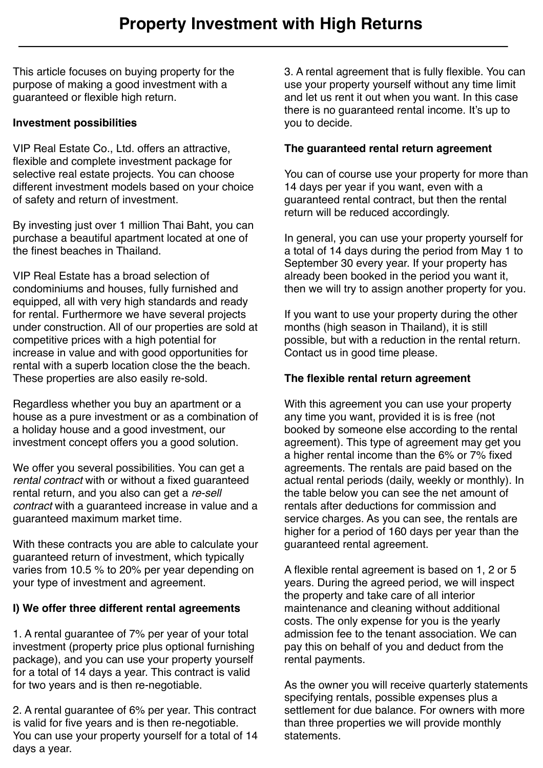# Property Investment with High Returns

This article focuses on buying property for the purpose of making a good investment with a guaranteed or flexible high return.

**Investment possibilities**

VIP Real Estate Co., Ltd. offers an attractive, flexible and complete investment package for selective real estate projects. You can choose different investment models based on your choice of safety and return of investment.

By investing just over 1 million Thai Baht, you can purchase a beautiful apartment located at one of the finest beaches in Thailand.

VIP Real Estate has a broad selection of condominiums and houses, fully furnished and equipped, all with very high standards and ready for rental. Furthermore we have several projects under construction. All of our properties are sold at competitive prices with a high potential for increase in value and with good opportunities for rental with a superb location close the the beach. These properties are also easily re-sold.

Regardless whether you buy an apartment or a house as a pure investment or as a combination of a holiday house and a good investment, our investment concept offers you a good solution.

We offer you several possibilities. You can get a *rental contract* with or without a fixed guaranteed rental return, and you also can get a *re-sell contract* with a guaranteed increase in value and a guaranteed maximum market time.

With these contracts you are able to calculate your guaranteed return of investment, which typically varies from 10.5 % to 20% per year depending on your type of investment and agreement.

**I) We offer three different rental agreements**

1. A rental guarantee of 7% per year of your total investment (property price plus optional furnishing package), and you can use your property yourself for a total of 14 days a year. This contract is valid for two years and is then re-negotiable.

2. A rental guarantee of 6% per year. This contract is valid for five years and is then re-negotiable. You can use your property yourself for a total of 14 days a year.

3. A rental agreement that is fully flexible. You can use your property yourself without any time limit and let us rent it out when you want. In this case there is no guaranteed rental income. It's up to you to decide.

**The guaranteed rental return agreement**

You can of course use your property for more than 14 days per year if you want, even with a guaranteed rental contract, but then the rental return will be reduced accordingly.

In general, you can use your property yourself for a total of 14 days during the period from May 1 to September 30 every year. If your property has already been booked in the period you want it, then we will try to assign another property for you.

If you want to use your property during the other months (high season in Thailand), it is still possible, but with a reduction in the rental return. Contact us in good time please.

**The flexible rental return agreement**

With this agreement you can use your property any time you want, provided it is is free (not booked by someone else according to the rental agreement). This type of agreement may get you a higher rental income than the 6% or 7% fixed agreements. The rentals are paid based on the actual rental periods (daily, weekly or monthly). In the table below you can see the net amount of rentals after deductions for commission and service charges. As you can see, the rentals are higher for a period of 160 days per year than the guaranteed rental agreement.

A flexible rental agreement is based on 1, 2 or 5 years. During the agreed period, we will inspect the property and take care of all interior maintenance and cleaning without additional costs. The only expense for you is the yearly admission fee to the tenant association. We can pay this on behalf of you and deduct from the rental payments.

As the owner you will receive quarterly statements specifying rentals, possible expenses plus a settlement for due balance. For owners with more than three properties we will provide monthly statements.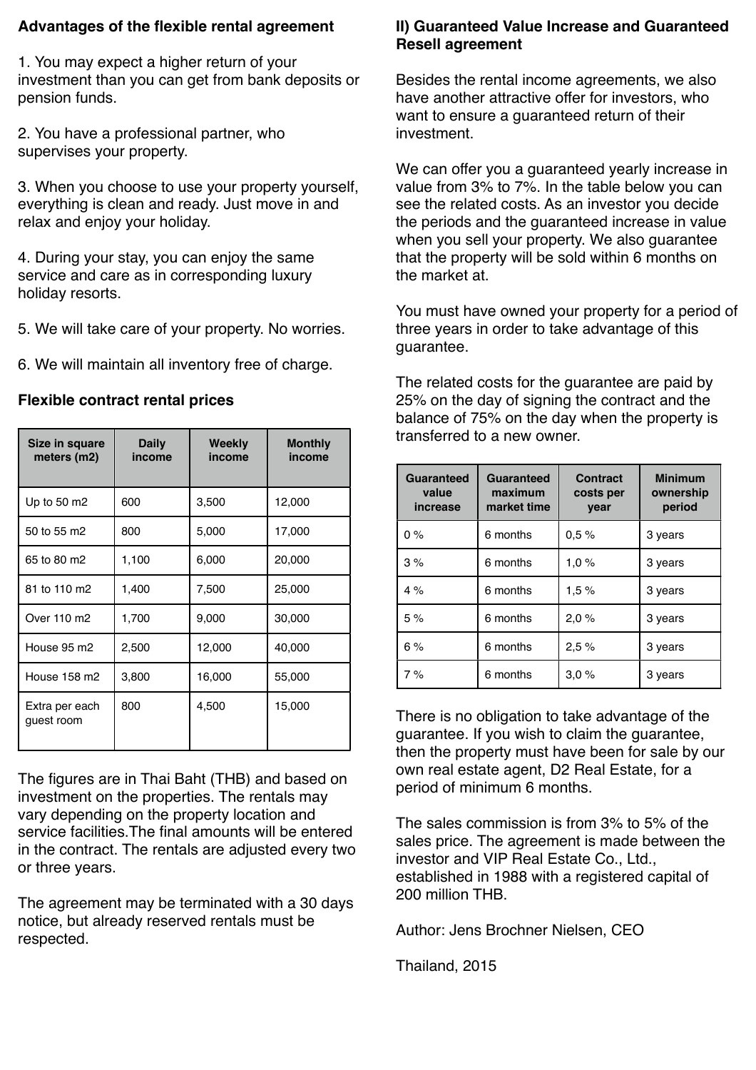**Advantages of the flexible rental agreement**

1. You may expect a higher return of your investment than you can get from bank deposits or pension funds.

2. You have a professional partner, who supervises your property.

3. When you choose to use your property yourself, everything is clean and ready. Just move in and relax and enjoy your holiday.

4. During your stay, you can enjoy the same service and care as in corresponding luxury holiday resorts.

5. We will take care of your property. No worries.

6. We will maintain all inventory free of charge.

**Flexible contract rental prices**

| Size in square meters (m2) | Daily income | Weekly income | Monthly income |
|---|---|---|---|
| Up to 50 m2 | 600 | 3,500 | 12,000 |
| 50 to 55 m2 | 800 | 5,000 | 17,000 |
| 65 to 80 m2 | 1,100 | 6,000 | 20,000 |
| 81 to 110 m2 | 1,400 | 7,500 | 25,000 |
| Over 110 m2 | 1,700 | 9,000 | 30,000 |
| House 95 m2 | 2,500 | 12,000 | 40,000 |
| House 158 m2 | 3,800 | 16,000 | 55,000 |
| Extra per each guest room | 800 | 4,500 | 15,000 |

The figures are in Thai Baht (THB) and based on investment on the properties. The rentals may vary depending on the property location and service facilities.The final amounts will be entered in the contract. The rentals are adjusted every two or three years.

The agreement may be terminated with a 30 days notice, but already reserved rentals must be respected.

**II) Guaranteed Value Increase and Guaranteed Resell agreement**

Besides the rental income agreements, we also have another attractive offer for investors, who want to ensure a guaranteed return of their investment.

We can offer you a guaranteed yearly increase in value from 3% to 7%. In the table below you can see the related costs. As an investor you decide the periods and the guaranteed increase in value when you sell your property. We also guarantee that the property will be sold within 6 months on the market at.

You must have owned your property for a period of three years in order to take advantage of this guarantee.

The related costs for the guarantee are paid by 25% on the day of signing the contract and the balance of 75% on the day when the property is transferred to a new owner.

| Guaranteed value increase | Guaranteed maximum market time | Contract costs per year | Minimum ownership period |
|---|---|---|---|
| 0 % | 6 months | 0,5 % | 3 years |
| 3 % | 6 months | 1,0 % | 3 years |
| 4 % | 6 months | 1,5 % | 3 years |
| 5 % | 6 months | 2,0 % | 3 years |
| 6 % | 6 months | 2,5 % | 3 years |
| 7 % | 6 months | 3,0 % | 3 years |

There is no obligation to take advantage of the guarantee. If you wish to claim the guarantee, then the property must have been for sale by our own real estate agent, D2 Real Estate, for a period of minimum 6 months.

The sales commission is from 3% to 5% of the sales price. The agreement is made between the investor and VIP Real Estate Co., Ltd., established in 1988 with a registered capital of 200 million THB.

Author: Jens Brochner Nielsen, CEO

Thailand, 2015